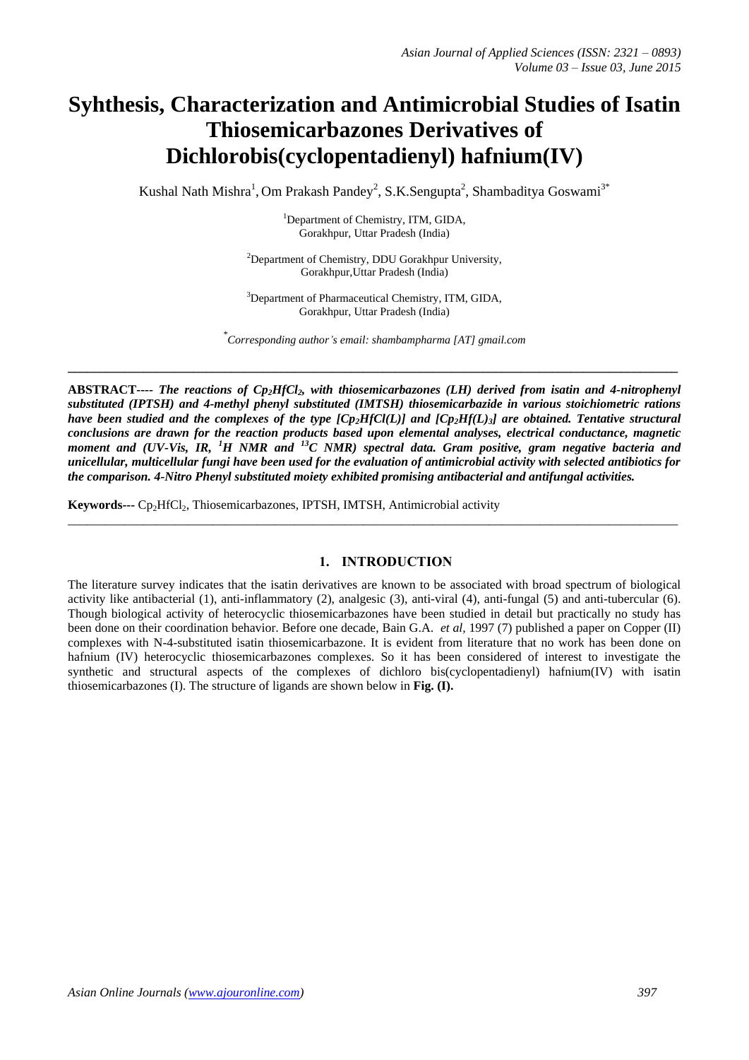# Syhthesis, Characterization and Antimicrobial Studies of Isatin Thiosemicarbazones Derivatives of Dichlorobis(cyclopentadienyl) hafnium(IV)

Kushal Nath Mishra[1], Om Prakash Pandey[2], S.K.Sengupta[2], Shambaditya Goswami[3*]

[1]Department of Chemistry, ITM, GIDA, Gorakhpur, Uttar Pradesh (India)

[2]Department of Chemistry, DDU Gorakhpur University, Gorakhpur,Uttar Pradesh (India)

[3]Department of Pharmaceutical Chemistry, ITM, GIDA, Gorakhpur, Uttar Pradesh (India)

*Corresponding author's email: shambampharma [AT] gmail.com*

---

**ABSTRACT----** ***The reactions of $Cp_2HfCl_2$, with thiosemicarbazones (LH) derived from isatin and 4-nitrophenyl substituted (IPTSH) and 4-methyl phenyl substituted (IMTSH) thiosemicarbazide in various stoichiometric rations have been studied and the complexes of the type $[Cp_2HfCl(L)]$ and $[Cp_2Hf(L)_3]$ are obtained. Tentative structural conclusions are drawn for the reaction products based upon elemental analyses, electrical conductance, magnetic moment and (UV-Vis, IR, $^1H$ NMR and $^{13}C$ NMR) spectral data. Gram positive, gram negative bacteria and unicellular, multicellular fungi have been used for the evaluation of antimicrobial activity with selected antibiotics for the comparison. 4-Nitro Phenyl substituted moiety exhibited promising antibacterial and antifungal activities.***

**Keywords---** $Cp_2HfCl_2$, Thiosemicarbazones, IPTSH, IMTSH, Antimicrobial activity

---

## 1. INTRODUCTION

The literature survey indicates that the isatin derivatives are known to be associated with broad spectrum of biological activity like antibacterial (1), anti-inflammatory (2), analgesic (3), anti-viral (4), anti-fungal (5) and anti-tubercular (6). Though biological activity of heterocyclic thiosemicarbazones have been studied in detail but practically no study has been done on their coordination behavior. Before one decade, Bain G.A. *et al*, 1997 (7) published a paper on Copper (II) complexes with N-4-substituted isatin thiosemicarbazone. It is evident from literature that no work has been done on hafnium (IV) heterocyclic thiosemicarbazones complexes. So it has been considered of interest to investigate the synthetic and structural aspects of the complexes of dichloro bis(cyclopentadienyl) hafnium(IV) with isatin thiosemicarbazones (I). The structure of ligands are shown below in **Fig. (I).**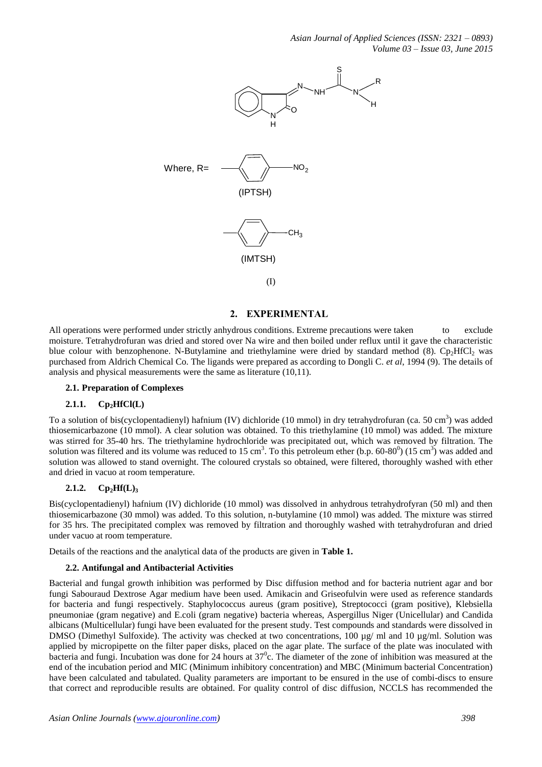Where, R= (IPTSH) (IMTSH)

(I)

## 2. EXPERIMENTAL

All operations were performed under strictly anhydrous conditions. Extreme precautions were taken to exclude moisture. Tetrahydrofuran was dried and stored over Na wire and then boiled under reflux until it gave the characteristic blue colour with benzophenone. N-Butylamine and triethylamine were dried by standard method (8). $Cp_2HfCl_2$ was purchased from Aldrich Chemical Co. The ligands were prepared as according to Dongli C. *et al*, 1994 (9). The details of analysis and physical measurements were the same as literature (10,11).

### 2.1. Preparation of Complexes

#### 2.1.1. $Cp_2HfCl(L)$

To a solution of bis(cyclopentadienyl) hafnium (IV) dichloride (10 mmol) in dry tetrahydrofuran (ca. 50 $cm^3$) was added thiosemicarbazone (10 mmol). A clear solution was obtained. To this triethylamine (10 mmol) was added. The mixture was stirred for 35-40 hrs. The triethylamine hydrochloride was precipitated out, which was removed by filtration. The solution was filtered and its volume was reduced to 15 $cm^3$. To this petroleum ether (b.p. 60-80$^0$) (15 $cm^3$) was added and solution was allowed to stand overnight. The coloured crystals so obtained, were filtered, thoroughly washed with ether and dried in vacuo at room temperature.

#### 2.1.2. $Cp_2Hf(L)_3$

Bis(cyclopentadienyl) hafnium (IV) dichloride (10 mmol) was dissolved in anhydrous tetrahydrofyran (50 ml) and then thiosemicarbazone (30 mmol) was added. To this solution, n-butylamine (10 mmol) was added. The mixture was stirred for 35 hrs. The precipitated complex was removed by filtration and thoroughly washed with tetrahydrofuran and dried under vacuo at room temperature.

Details of the reactions and the analytical data of the products are given in **Table 1.**

### 2.2. Antifungal and Antibacterial Activities

Bacterial and fungal growth inhibition was performed by Disc diffusion method and for bacteria nutrient agar and bor fungi Sabouraud Dextrose Agar medium have been used. Amikacin and Griseofulvin were used as reference standards for bacteria and fungi respectively. Staphylococcus aureus (gram positive), Streptococci (gram positive), Klebsiella pneumoniae (gram negative) and E.coli (gram negative) bacteria whereas, Aspergillus Niger (Unicellular) and Candida albicans (Multicellular) fungi have been evaluated for the present study. Test compounds and standards were dissolved in DMSO (Dimethyl Sulfoxide). The activity was checked at two concentrations, 100 µg/ ml and 10 µg/ml. Solution was applied by micropipette on the filter paper disks, placed on the agar plate. The surface of the plate was inoculated with bacteria and fungi. Incubation was done for 24 hours at 37$^0$c. The diameter of the zone of inhibition was measured at the end of the incubation period and MIC (Minimum inhibitory concentration) and MBC (Minimum bacterial Concentration) have been calculated and tabulated. Quality parameters are important to be ensured in the use of combi-discs to ensure that correct and reproducible results are obtained. For quality control of disc diffusion, NCCLS has recommended the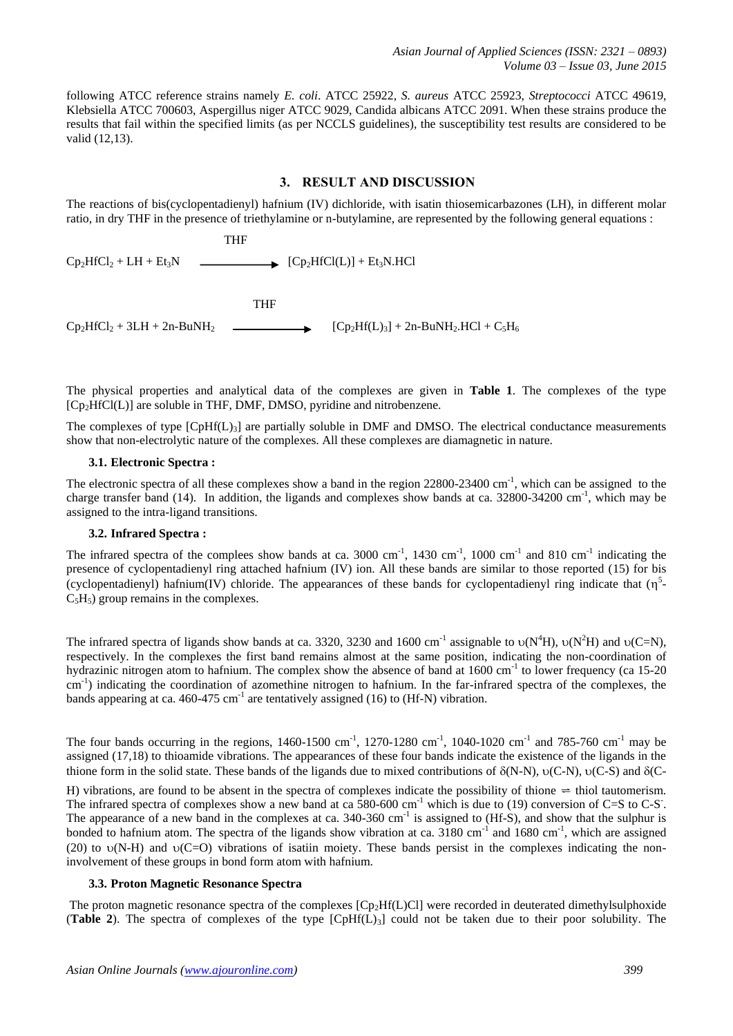following ATCC reference strains namely *E. coli*. ATCC 25922, *S. aureus* ATCC 25923, *Streptococci* ATCC 49619, Klebsiella ATCC 700603, Aspergillus niger ATCC 9029, Candida albicans ATCC 2091. When these strains produce the results that fail within the specified limits (as per NCCLS guidelines), the susceptibility test results are considered to be valid (12,13).

## 3. RESULT AND DISCUSSION

The reactions of bis(cyclopentadienyl) hafnium (IV) dichloride, with isatin thiosemicarbazones (LH), in different molar ratio, in dry THF in the presence of triethylamine or n-butylamine, are represented by the following general equations :

$$Cp_2HfCl_2 + LH + Et_3N \xrightarrow{THF} [Cp_2HfCl(L)] + Et_3N.HCl$$

$$Cp_2HfCl_2 + 3LH + 2n\text{-}BuNH_2 \xrightarrow{THF} [Cp_2Hf(L)_3] + 2n\text{-}BuNH_2.HCl + C_5H_6$$

The physical properties and analytical data of the complexes are given in **Table 1**. The complexes of the type $[Cp_2HfCl(L)]$ are soluble in THF, DMF, DMSO, pyridine and nitrobenzene.

The complexes of type $[CpHf(L)_3]$ are partially soluble in DMF and DMSO. The electrical conductance measurements show that non-electrolytic nature of the complexes. All these complexes are diamagnetic in nature.

### 3.1. Electronic Spectra :

The electronic spectra of all these complexes show a band in the region 22800-23400 $cm^{-1}$, which can be assigned to the charge transfer band (14). In addition, the ligands and complexes show bands at ca. 32800-34200 $cm^{-1}$, which may be assigned to the intra-ligand transitions.

### 3.2. Infrared Spectra :

The infrared spectra of the complees show bands at ca. 3000 $cm^{-1}$, 1430 $cm^{-1}$, 1000 $cm^{-1}$ and 810 $cm^{-1}$ indicating the presence of cyclopentadienyl ring attached hafnium (IV) ion. All these bands are similar to those reported (15) for bis (cyclopentadienyl) hafnium(IV) chloride. The appearances of these bands for cyclopentadienyl ring indicate that ($\eta^5$-$C_5H_5$) group remains in the complexes.

The infrared spectra of ligands show bands at ca. 3320, 3230 and 1600 $cm^{-1}$ assignable to $\upsilon(N^4H)$, $\upsilon(N^2H)$ and $\upsilon(C{=}N)$, respectively. In the complexes the first band remains almost at the same position, indicating the non-coordination of hydrazinic nitrogen atom to hafnium. The complex show the absence of band at 1600 $cm^{-1}$ to lower frequency (ca 15-20 $cm^{-1}$) indicating the coordination of azomethine nitrogen to hafnium. In the far-infrared spectra of the complexes, the bands appearing at ca. 460-475 $cm^{-1}$ are tentatively assigned (16) to (Hf-N) vibration.

The four bands occurring in the regions, 1460-1500 $cm^{-1}$, 1270-1280 $cm^{-1}$, 1040-1020 $cm^{-1}$ and 785-760 $cm^{-1}$ may be assigned (17,18) to thioamide vibrations. The appearances of these four bands indicate the existence of the ligands in the thione form in the solid state. These bands of the ligands due to mixed contributions of $\delta$(N-N), $\upsilon$(C-N), $\upsilon$(C-S) and $\delta$(C-H) vibrations, are found to be absent in the spectra of complexes indicate the possibility of thione $\rightleftharpoons$ thiol tautomerism. The infrared spectra of complexes show a new band at ca 580-600 $cm^{-1}$ which is due to (19) conversion of C=S to $C\text{-}S^-$. The appearance of a new band in the complexes at ca. 340-360 $cm^{-1}$ is assigned to (Hf-S), and show that the sulphur is bonded to hafnium atom. The spectra of the ligands show vibration at ca. 3180 $cm^{-1}$ and 1680 $cm^{-1}$, which are assigned (20) to $\upsilon$(N-H) and $\upsilon$(C=O) vibrations of isatiin moiety. These bands persist in the complexes indicating the non-involvement of these groups in bond form atom with hafnium.

### 3.3. Proton Magnetic Resonance Spectra

The proton magnetic resonance spectra of the complexes $[Cp_2Hf(L)Cl]$ were recorded in deuterated dimethylsulphoxide (**Table 2**). The spectra of complexes of the type $[CpHf(L)_3]$ could not be taken due to their poor solubility. The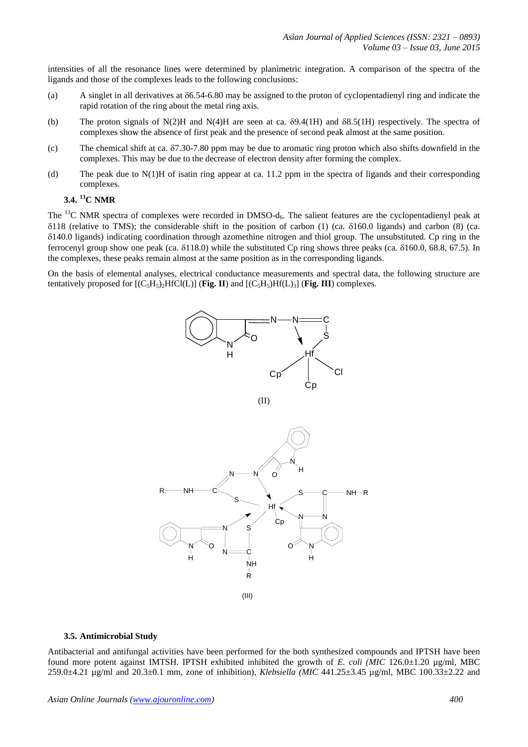intensities of all the resonance lines were determined by planimetric integration. A comparison of the spectra of the ligands and those of the complexes leads to the following conclusions:

(a) A singlet in all derivatives at δ6.54-6.80 may be assigned to the proton of cyclopentadienyl ring and indicate the rapid rotation of the ring about the metal ring axis.

(b) The proton signals of N(2)H and N(4)H are seen at ca. δ9.4(1H) and δ8.5(1H) respectively. The spectra of complexes show the absence of first peak and the presence of second peak almost at the same position.

(c) The chemical shift at ca. δ7.30-7.80 ppm may be due to aromatic ring proton which also shifts downfield in the complexes. This may be due to the decrease of electron density after forming the complex.

(d) The peak due to N(1)H of isatin ring appear at ca. 11.2 ppm in the spectra of ligands and their corresponding complexes.

### 3.4. $^{13}$C NMR

The $^{13}$C NMR spectra of complexes were recorded in DMSO-$d_6$. The salient features are the cyclopentadienyl peak at δ118 (relative to TMS); the considerable shift in the position of carbon (1) (ca. δ160.0 ligands) and carbon (8) (ca. δ140.0 ligands) indicating coordination through azomethine nitrogen and thiol group. The unsubstituted. Cp ring in the ferrocenyl group show one peak (ca. δ118.0) while the substituted Cp ring shows three peaks (ca. δ160.0, 68.8, 67.5). In the complexes, these peaks remain almost at the same position as in the corresponding ligands.

On the basis of elemental analyses, electrical conductance measurements and spectral data, the following structure are tentatively proposed for $[(C_5H_5)_2HfCl(L)]$ (**Fig. II**) and $[(C_5H_5)Hf(L)_3]$ (**Fig. III**) complexes.

(II)

(III)

### 3.5. Antimicrobial Study

Antibacterial and antifungal activities have been performed for the both synthesized compounds and IPTSH have been found more potent against IMTSH. IPTSH exhibited inhibited the growth of *E. coli (MIC* 126.0±1.20 µg/ml, MBC 259.0±4.21 µg/ml and 20.3±0.1 mm, zone of inhibition), *Klebsiella (MIC* 441.25±3.45 µg/ml, MBC 100.33±2.22 and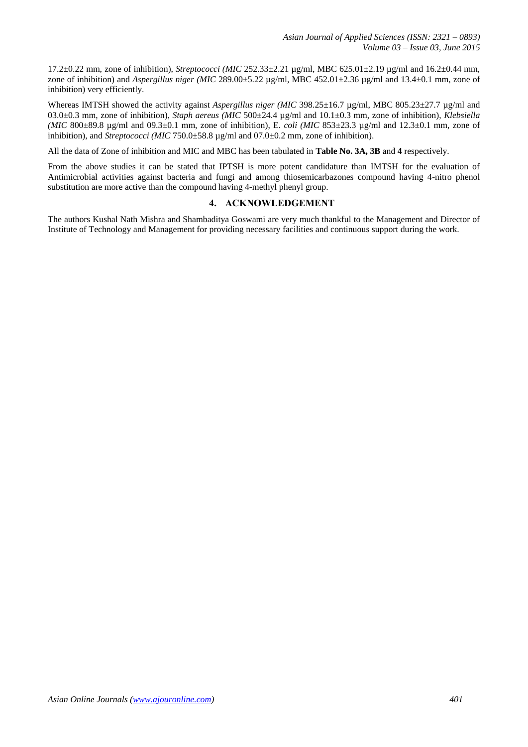17.2±0.22 mm, zone of inhibition), *Streptococci (MIC* 252.33±2.21 µg/ml, MBC 625.01±2.19 µg/ml and 16.2±0.44 mm, zone of inhibition) and *Aspergillus niger (MIC* 289.00±5.22 µg/ml, MBC 452.01±2.36 µg/ml and 13.4±0.1 mm, zone of inhibition) very efficiently.

Whereas IMTSH showed the activity against *Aspergillus niger (MIC* 398.25±16.7 µg/ml, MBC 805.23±27.7 µg/ml and 03.0±0.3 mm, zone of inhibition), *Staph aereus (MIC* 500±24.4 µg/ml and 10.1±0.3 mm, zone of inhibition), *Klebsiella (MIC* 800±89.8 µg/ml and 09.3±0.1 mm, zone of inhibition), E. *coli (MIC* 853±23.3 µg/ml and 12.3±0.1 mm, zone of inhibition), and *Streptococci (MIC* 750.0±58.8 µg/ml and 07.0±0.2 mm, zone of inhibition).

All the data of Zone of inhibition and MIC and MBC has been tabulated in **Table No. 3A, 3B** and **4** respectively.

From the above studies it can be stated that IPTSH is more potent candidature than IMTSH for the evaluation of Antimicrobial activities against bacteria and fungi and among thiosemicarbazones compound having 4-nitro phenol substitution are more active than the compound having 4-methyl phenyl group.

## 4. ACKNOWLEDGEMENT

The authors Kushal Nath Mishra and Shambaditya Goswami are very much thankful to the Management and Director of Institute of Technology and Management for providing necessary facilities and continuous support during the work.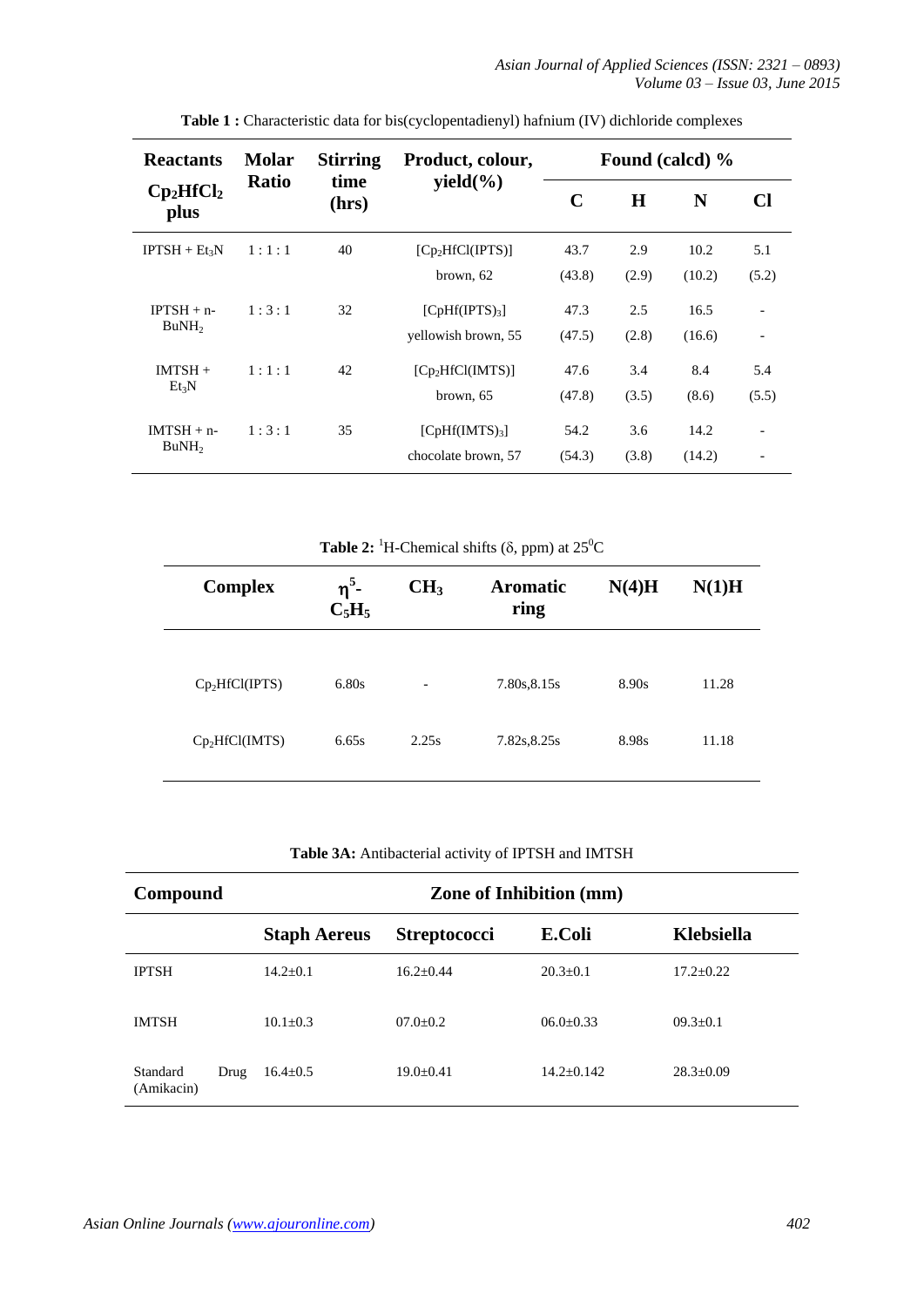**Table 1 :** Characteristic data for bis(cyclopentadienyl) hafnium (IV) dichloride complexes

| Reactants $Cp_2HfCl_2$ plus | Molar Ratio | Stirring time (hrs) | Product, colour, yield(%) | Found (calcd) % | | | |
|---|---|---|---|---|---|---|---|
| | | | | C | H | N | Cl |
| IPTSH + $Et_3N$ | 1 : 1 : 1 | 40 | $[Cp_2HfCl(IPTS)]$ brown, 62 | 43.7 (43.8) | 2.9 (2.9) | 10.2 (10.2) | 5.1 (5.2) |
| IPTSH + n-$BuNH_2$ | 1 : 3 : 1 | 32 | $[CpHf(IPTS)_3]$ yellowish brown, 55 | 47.3 (47.5) | 2.5 (2.8) | 16.5 (16.6) | - - |
| IMTSH + $Et_3N$ | 1 : 1 : 1 | 42 | $[Cp_2HfCl(IMTS)]$ brown, 65 | 47.6 (47.8) | 3.4 (3.5) | 8.4 (8.6) | 5.4 (5.5) |
| IMTSH + n-$BuNH_2$ | 1 : 3 : 1 | 35 | $[CpHf(IMTS)_3]$ chocolate brown, 57 | 54.2 (54.3) | 3.6 (3.8) | 14.2 (14.2) | - - |

**Table 2:** $^1$H-Chemical shifts (δ, ppm) at $25^0$C

| Complex | $\eta^5$-$C_5H_5$ | $CH_3$ | Aromatic ring | N(4)H | N(1)H |
|---|---|---|---|---|---|
| $Cp_2HfCl(IPTS)$ | 6.80s | - | 7.80s,8.15s | 8.90s | 11.28 |
| $Cp_2HfCl(IMTS)$ | 6.65s | 2.25s | 7.82s,8.25s | 8.98s | 11.18 |

**Table 3A:** Antibacterial activity of IPTSH and IMTSH

| Compound | Zone of Inhibition (mm) | | | |
|---|---|---|---|---|
| | Staph Aereus | Streptococci | E.Coli | Klebsiella |
| IPTSH | 14.2±0.1 | 16.2±0.44 | 20.3±0.1 | 17.2±0.22 |
| IMTSH | 10.1±0.3 | 07.0±0.2 | 06.0±0.33 | 09.3±0.1 |
| Standard Drug (Amikacin) | 16.4±0.5 | 19.0±0.41 | 14.2±0.142 | 28.3±0.09 |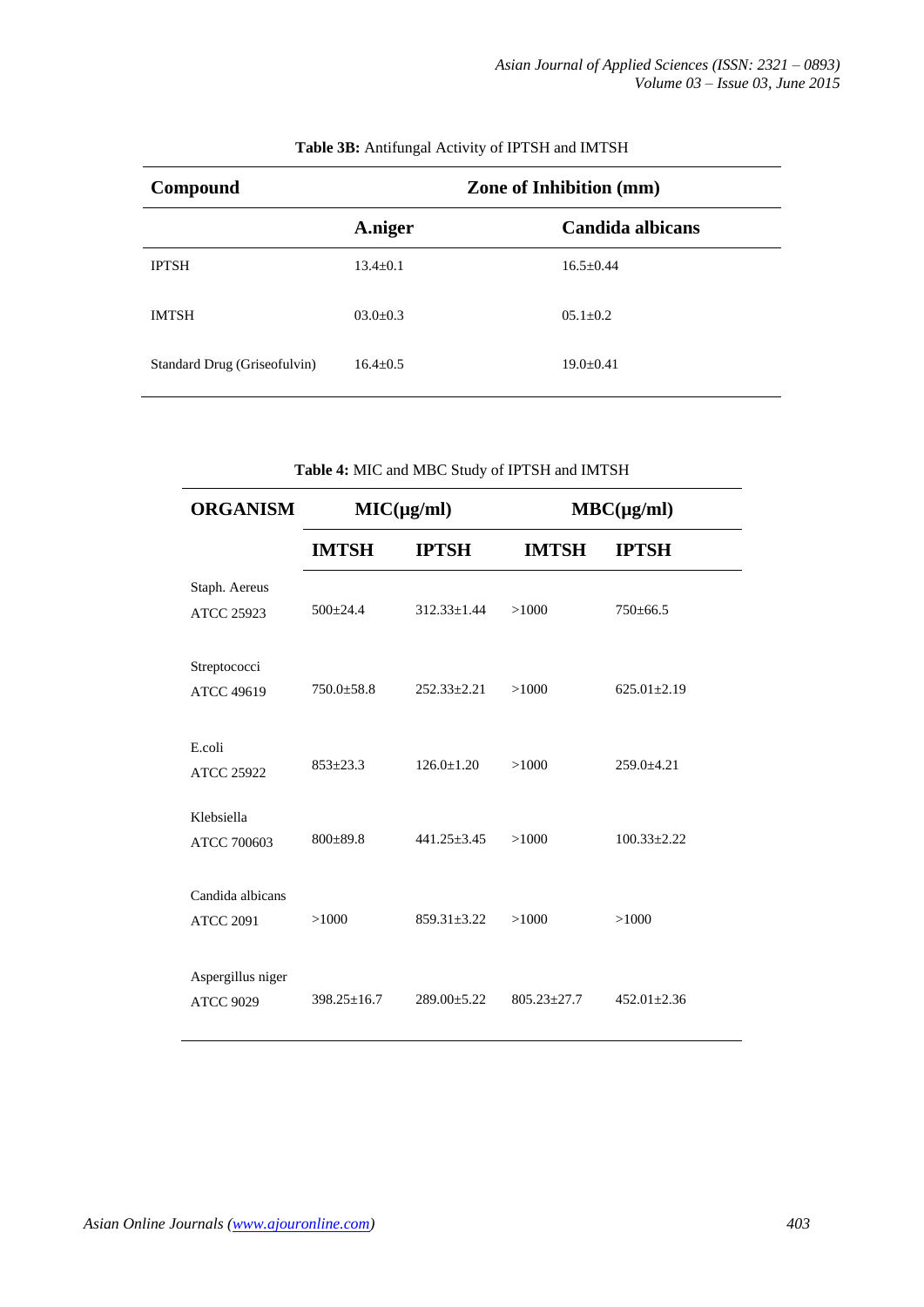**Table 3B:** Antifungal Activity of IPTSH and IMTSH

| Compound | Zone of Inhibition (mm) | |
|---|---|---|
| | **A.niger** | **Candida albicans** |
| IPTSH | 13.4±0.1 | 16.5±0.44 |
| IMTSH | 03.0±0.3 | 05.1±0.2 |
| Standard Drug (Griseofulvin) | 16.4±0.5 | 19.0±0.41 |

**Table 4:** MIC and MBC Study of IPTSH and IMTSH

| ORGANISM | MIC(µg/ml) | | MBC(µg/ml) | |
|---|---|---|---|---|
| | **IMTSH** | **IPTSH** | **IMTSH** | **IPTSH** |
| Staph. Aereus ATCC 25923 | 500±24.4 | 312.33±1.44 | >1000 | 750±66.5 |
| Streptococci ATCC 49619 | 750.0±58.8 | 252.33±2.21 | >1000 | 625.01±2.19 |
| E.coli ATCC 25922 | 853±23.3 | 126.0±1.20 | >1000 | 259.0±4.21 |
| Klebsiella ATCC 700603 | 800±89.8 | 441.25±3.45 | >1000 | 100.33±2.22 |
| Candida albicans ATCC 2091 | >1000 | 859.31±3.22 | >1000 | >1000 |
| Aspergillus niger ATCC 9029 | 398.25±16.7 | 289.00±5.22 | 805.23±27.7 | 452.01±2.36 |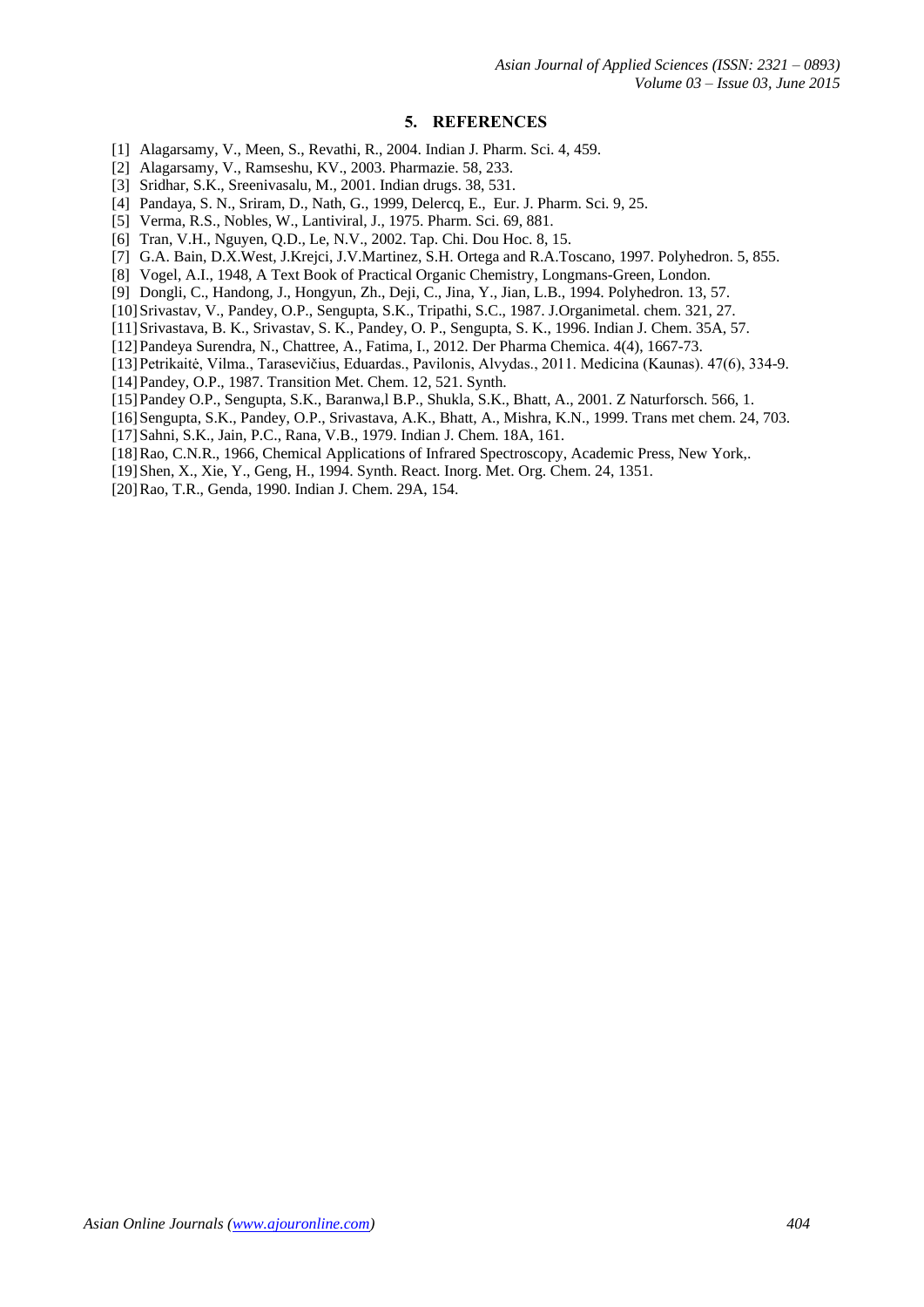## 5. REFERENCES

[1] Alagarsamy, V., Meen, S., Revathi, R., 2004. Indian J. Pharm. Sci. 4, 459.
[2] Alagarsamy, V., Ramseshu, KV., 2003. Pharmazie. 58, 233.
[3] Sridhar, S.K., Sreenivasalu, M., 2001. Indian drugs. 38, 531.
[4] Pandaya, S. N., Sriram, D., Nath, G., 1999, Delercq, E., Eur. J. Pharm. Sci. 9, 25.
[5] Verma, R.S., Nobles, W., Lantiviral, J., 1975. Pharm. Sci. 69, 881.
[6] Tran, V.H., Nguyen, Q.D., Le, N.V., 2002. Tap. Chi. Dou Hoc. 8, 15.
[7] G.A. Bain, D.X.West, J.Krejci, J.V.Martinez, S.H. Ortega and R.A.Toscano, 1997. Polyhedron. 5, 855.
[8] Vogel, A.I., 1948, A Text Book of Practical Organic Chemistry, Longmans-Green, London.
[9] Dongli, C., Handong, J., Hongyun, Zh., Deji, C., Jina, Y., Jian, L.B., 1994. Polyhedron. 13, 57.
[10] Srivastav, V., Pandey, O.P., Sengupta, S.K., Tripathi, S.C., 1987. J.Organimetal. chem. 321, 27.
[11] Srivastava, B. K., Srivastav, S. K., Pandey, O. P., Sengupta, S. K., 1996. Indian J. Chem. 35A, 57.
[12] Pandeya Surendra, N., Chattree, A., Fatima, I., 2012. Der Pharma Chemica. 4(4), 1667-73.
[13] Petrikaitė, Vilma., Tarasevičius, Eduardas., Pavilonis, Alvydas., 2011. Medicina (Kaunas). 47(6), 334-9.
[14] Pandey, O.P., 1987. Transition Met. Chem. 12, 521. Synth.
[15] Pandey O.P., Sengupta, S.K., Baranwa,l B.P., Shukla, S.K., Bhatt, A., 2001. Z Naturforsch. 566, 1.
[16] Sengupta, S.K., Pandey, O.P., Srivastava, A.K., Bhatt, A., Mishra, K.N., 1999. Trans met chem. 24, 703.
[17] Sahni, S.K., Jain, P.C., Rana, V.B., 1979. Indian J. Chem. 18A, 161.
[18] Rao, C.N.R., 1966, Chemical Applications of Infrared Spectroscopy, Academic Press, New York,.
[19] Shen, X., Xie, Y., Geng, H., 1994. Synth. React. Inorg. Met. Org. Chem. 24, 1351.
[20] Rao, T.R., Genda, 1990. Indian J. Chem. 29A, 154.